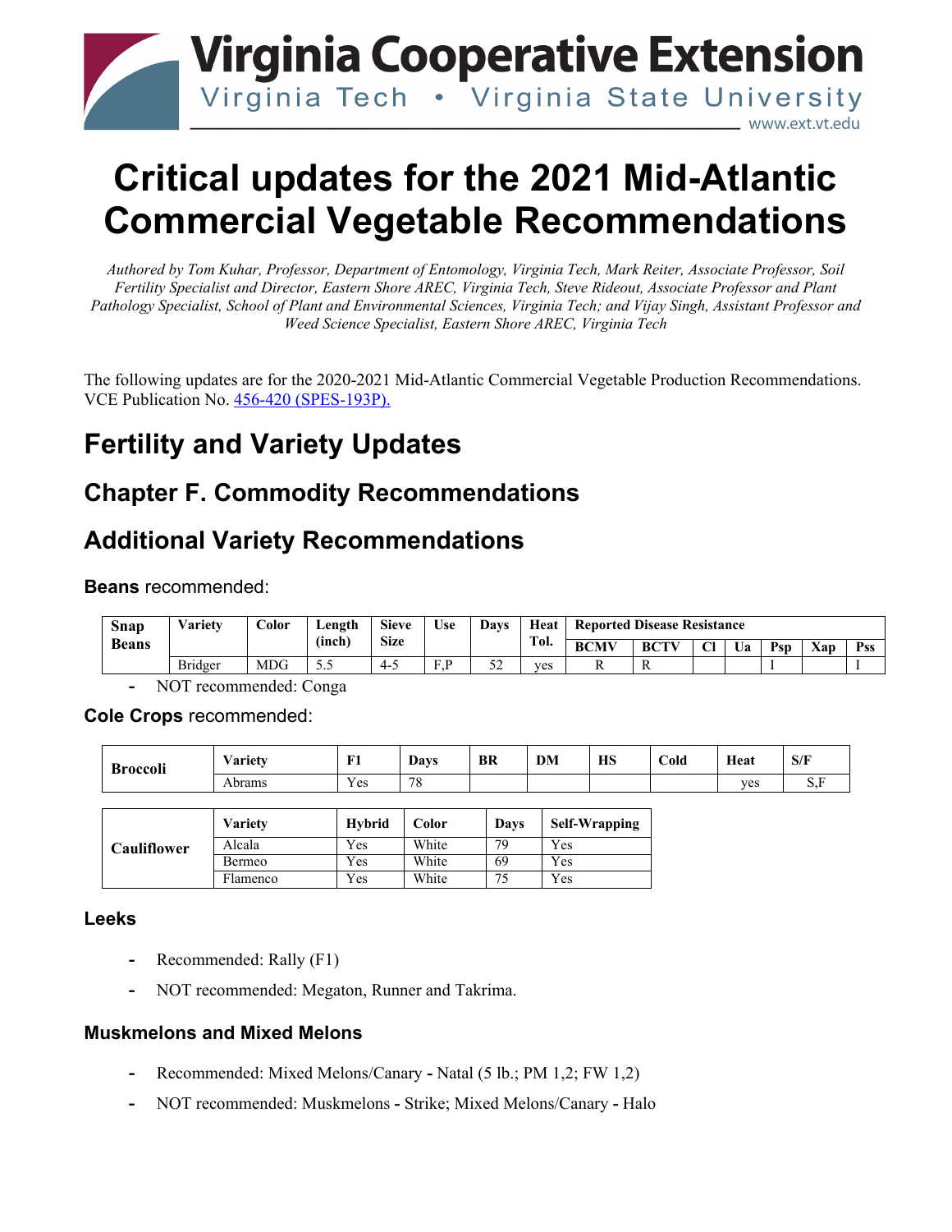# Virginia Cooperative Extension

Virginia Tech • Virginia State University

www.ext.vt.edu

# Critical updates for the 2021 Mid-Atlantic Commercial Vegetable Recommendations

*Authored by Tom Kuhar, Professor, Department of Entomology, Virginia Tech, Mark Reiter, Associate Professor, Soil Fertility Specialist and Director, Eastern Shore AREC, Virginia Tech, Steve Rideout, Associate Professor and Plant Pathology Specialist, School of Plant and Environmental Sciences, Virginia Tech; and Vijay Singh, Assistant Professor and Weed Science Specialist, Eastern Shore AREC, Virginia Tech*

The following updates are for the 2020-2021 Mid-Atlantic Commercial Vegetable Production Recommendations. VCE Publication No. 456-420 (SPES-193P).

## Fertility and Variety Updates

## Chapter F. Commodity Recommendations

## Additional Variety Recommendations

### **Beans** recommended:

| Snap Beans | Variety | Color | Length (inch) | Sieve Size | Use | Days | Heat Tol. | Reported Disease Resistance | | | | | | |
|---|---|---|---|---|---|---|---|---|---|---|---|---|---|---|
| | | | | | | | | BCMV | BCTV | Cl | Ua | Psp | Xap | Pss |
| | Bridger | MDG | 5.5 | 4-5 | F,P | 52 | yes | R | R | | | I | | I |

- NOT recommended: Conga

### **Cole Crops** recommended:

| Broccoli | Variety | F1 | Days | BR | DM | HS | Cold | Heat | S/F |
|---|---|---|---|---|---|---|---|---|---|
| | Abrams | Yes | 78 | | | | | yes | S,F |

| Cauliflower | Variety | Hybrid | Color | Days | Self-Wrapping |
|---|---|---|---|---|---|
| | Alcala | Yes | White | 79 | Yes |
| | Bermeo | Yes | White | 69 | Yes |
| | Flamenco | Yes | White | 75 | Yes |

### Leeks

- Recommended: Rally (F1)
- NOT recommended: Megaton, Runner and Takrima.

### Muskmelons and Mixed Melons

- Recommended: Mixed Melons/Canary - Natal (5 lb.; PM 1,2; FW 1,2)
- NOT recommended: Muskmelons - Strike; Mixed Melons/Canary - Halo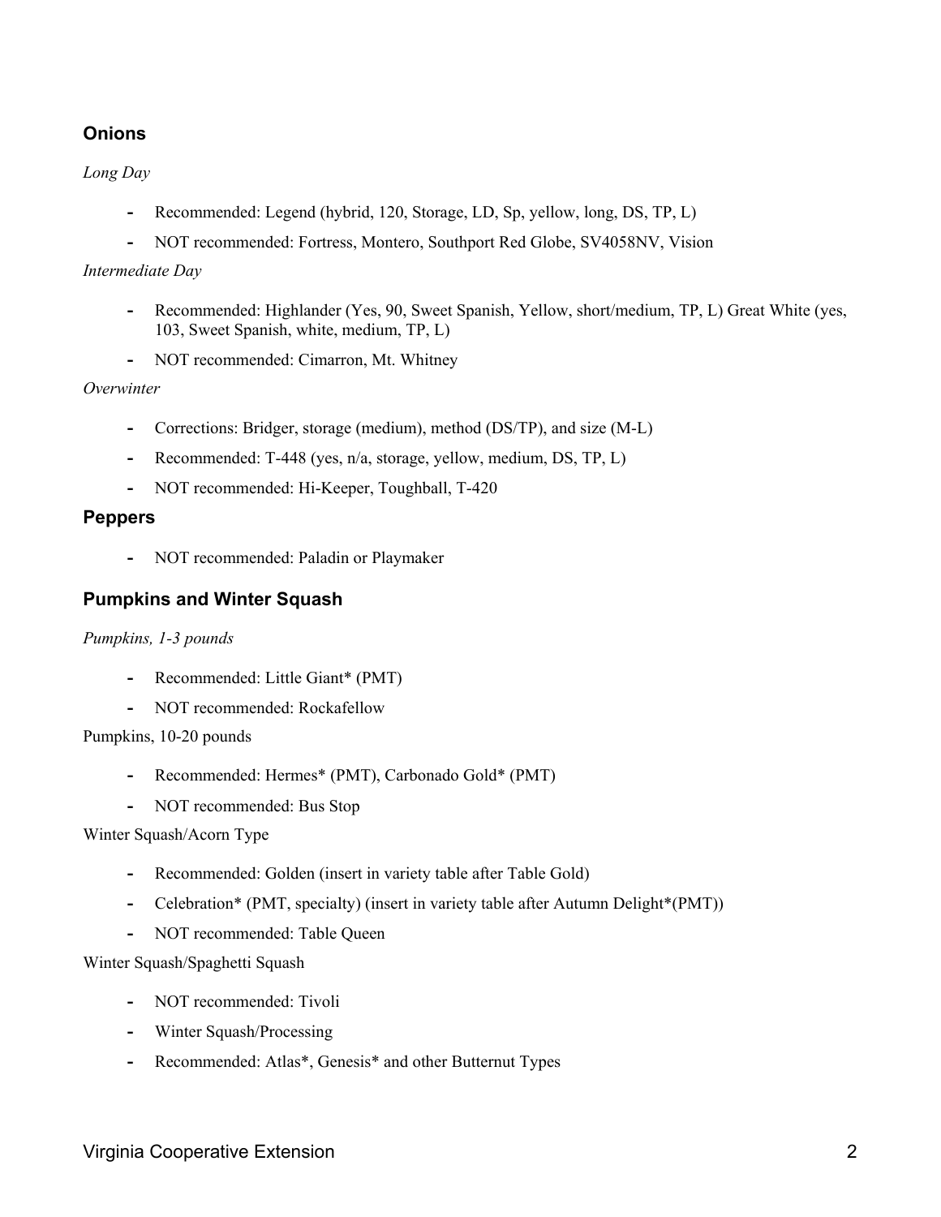## Onions

*Long Day*

- Recommended: Legend (hybrid, 120, Storage, LD, Sp, yellow, long, DS, TP, L)
- NOT recommended: Fortress, Montero, Southport Red Globe, SV4058NV, Vision

*Intermediate Day*

- Recommended: Highlander (Yes, 90, Sweet Spanish, Yellow, short/medium, TP, L) Great White (yes, 103, Sweet Spanish, white, medium, TP, L)
- NOT recommended: Cimarron, Mt. Whitney

*Overwinter*

- Corrections: Bridger, storage (medium), method (DS/TP), and size (M-L)
- Recommended: T-448 (yes, n/a, storage, yellow, medium, DS, TP, L)
- NOT recommended: Hi-Keeper, Toughball, T-420

## Peppers

- NOT recommended: Paladin or Playmaker

## Pumpkins and Winter Squash

*Pumpkins, 1-3 pounds*

- Recommended: Little Giant* (PMT)
- NOT recommended: Rockafellow

Pumpkins, 10-20 pounds

- Recommended: Hermes* (PMT), Carbonado Gold* (PMT)
- NOT recommended: Bus Stop

Winter Squash/Acorn Type

- Recommended: Golden (insert in variety table after Table Gold)
- Celebration* (PMT, specialty) (insert in variety table after Autumn Delight*(PMT))
- NOT recommended: Table Queen

Winter Squash/Spaghetti Squash

- NOT recommended: Tivoli
- Winter Squash/Processing
- Recommended: Atlas*, Genesis* and other Butternut Types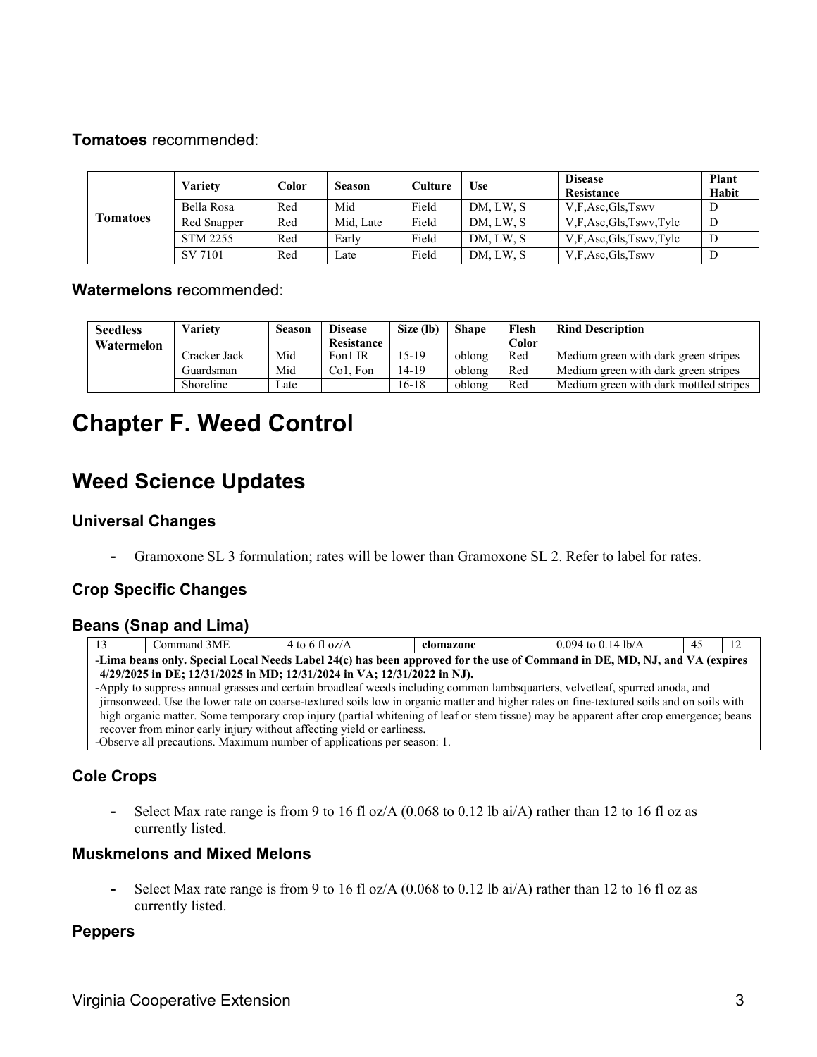**Tomatoes** recommended:

| | Variety | Color | Season | Culture | Use | Disease Resistance | Plant Habit |
|---|---|---|---|---|---|---|---|
| Tomatoes | Bella Rosa | Red | Mid | Field | DM, LW, S | V,F,Asc,Gls,Tswv | D |
| | Red Snapper | Red | Mid, Late | Field | DM, LW, S | V,F,Asc,Gls,Tswv,Tylc | D |
| | STM 2255 | Red | Early | Field | DM, LW, S | V,F,Asc,Gls,Tswv,Tylc | D |
| | SV 7101 | Red | Late | Field | DM, LW, S | V,F,Asc,Gls,Tswv | D |

**Watermelons** recommended:

| Seedless Watermelon | Variety | Season | Disease Resistance | Size (lb) | Shape | Flesh Color | Rind Description |
|---|---|---|---|---|---|---|---|
| | Cracker Jack | Mid | Fon1 IR | 15-19 | oblong | Red | Medium green with dark green stripes |
| | Guardsman | Mid | Co1, Fon | 14-19 | oblong | Red | Medium green with dark green stripes |
| | Shoreline | Late | | 16-18 | oblong | Red | Medium green with dark mottled stripes |

# Chapter F. Weed Control

## Weed Science Updates

### Universal Changes

- Gramoxone SL 3 formulation; rates will be lower than Gramoxone SL 2. Refer to label for rates.

### Crop Specific Changes

### Beans (Snap and Lima)

| 13 | Command 3ME | 4 to 6 fl oz/A | **clomazone** | 0.094 to 0.14 lb/A | 45 | 12 |
|---|---|---|---|---|---|---|

-**Lima beans only. Special Local Needs Label 24(c) has been approved for the use of Command in DE, MD, NJ, and VA (expires 4/29/2025 in DE; 12/31/2025 in MD; 12/31/2024 in VA; 12/31/2022 in NJ).**
-Apply to suppress annual grasses and certain broadleaf weeds including common lambsquarters, velvetleaf, spurred anoda, and jimsonweed. Use the lower rate on coarse-textured soils low in organic matter and higher rates on fine-textured soils and on soils with high organic matter. Some temporary crop injury (partial whitening of leaf or stem tissue) may be apparent after crop emergence; beans recover from minor early injury without affecting yield or earliness.
-Observe all precautions. Maximum number of applications per season: 1.

### Cole Crops

- Select Max rate range is from 9 to 16 fl oz/A (0.068 to 0.12 lb ai/A) rather than 12 to 16 fl oz as currently listed.

### Muskmelons and Mixed Melons

- Select Max rate range is from 9 to 16 fl oz/A (0.068 to 0.12 lb ai/A) rather than 12 to 16 fl oz as currently listed.

### Peppers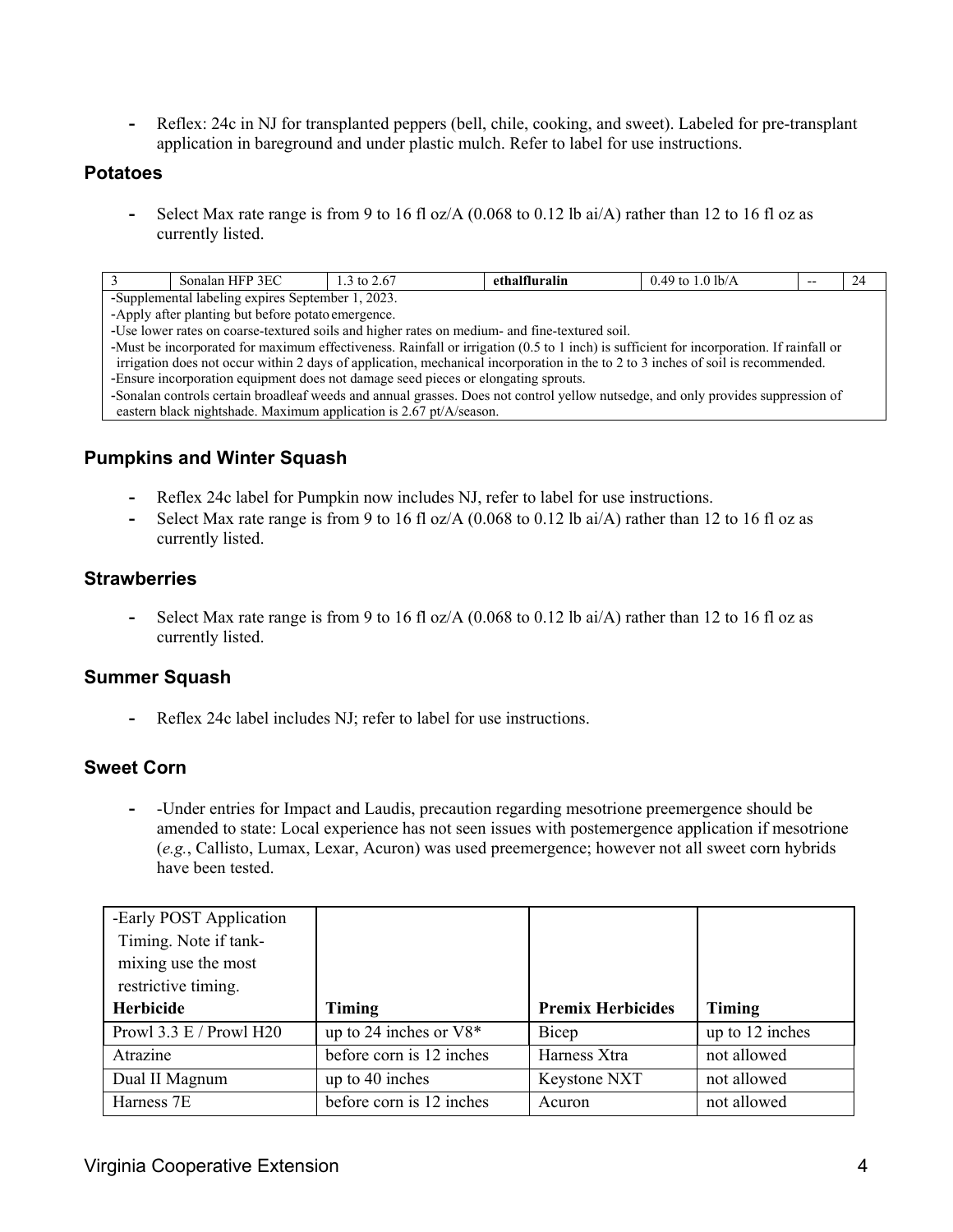- Reflex: 24c in NJ for transplanted peppers (bell, chile, cooking, and sweet). Labeled for pre-transplant application in bareground and under plastic mulch. Refer to label for use instructions.

### Potatoes

- Select Max rate range is from 9 to 16 fl oz/A (0.068 to 0.12 lb ai/A) rather than 12 to 16 fl oz as currently listed.

| 3 | Sonalan HFP 3EC | 1.3 to 2.67 | **ethalfluralin** | 0.49 to 1.0 lb/A | -- | 24 |
|---|---|---|---|---|---|---|
| -Supplemental labeling expires September 1, 2023.<br>-Apply after planting but before potato emergence.<br>-Use lower rates on coarse-textured soils and higher rates on medium- and fine-textured soil.<br>-Must be incorporated for maximum effectiveness. Rainfall or irrigation (0.5 to 1 inch) is sufficient for incorporation. If rainfall or irrigation does not occur within 2 days of application, mechanical incorporation in the to 2 to 3 inches of soil is recommended.<br>-Ensure incorporation equipment does not damage seed pieces or elongating sprouts.<br>-Sonalan controls certain broadleaf weeds and annual grasses. Does not control yellow nutsedge, and only provides suppression of eastern black nightshade. Maximum application is 2.67 pt/A/season. | | | | | | |

### Pumpkins and Winter Squash

- Reflex 24c label for Pumpkin now includes NJ, refer to label for use instructions.
- Select Max rate range is from 9 to 16 fl oz/A (0.068 to 0.12 lb ai/A) rather than 12 to 16 fl oz as currently listed.

### Strawberries

- Select Max rate range is from 9 to 16 fl oz/A (0.068 to 0.12 lb ai/A) rather than 12 to 16 fl oz as currently listed.

### Summer Squash

- Reflex 24c label includes NJ; refer to label for use instructions.

### Sweet Corn

- -Under entries for Impact and Laudis, precaution regarding mesotrione preemergence should be amended to state: Local experience has not seen issues with postemergence application if mesotrione (*e.g.*, Callisto, Lumax, Lexar, Acuron) was used preemergence; however not all sweet corn hybrids have been tested.

| -Early POST Application Timing. Note if tank-mixing use the most restrictive timing.<br>**Herbicide** | **Timing** | **Premix Herbicides** | **Timing** |
|---|---|---|---|
| Prowl 3.3 E / Prowl H20 | up to 24 inches or V8* | Bicep | up to 12 inches |
| Atrazine | before corn is 12 inches | Harness Xtra | not allowed |
| Dual II Magnum | up to 40 inches | Keystone NXT | not allowed |
| Harness 7E | before corn is 12 inches | Acuron | not allowed |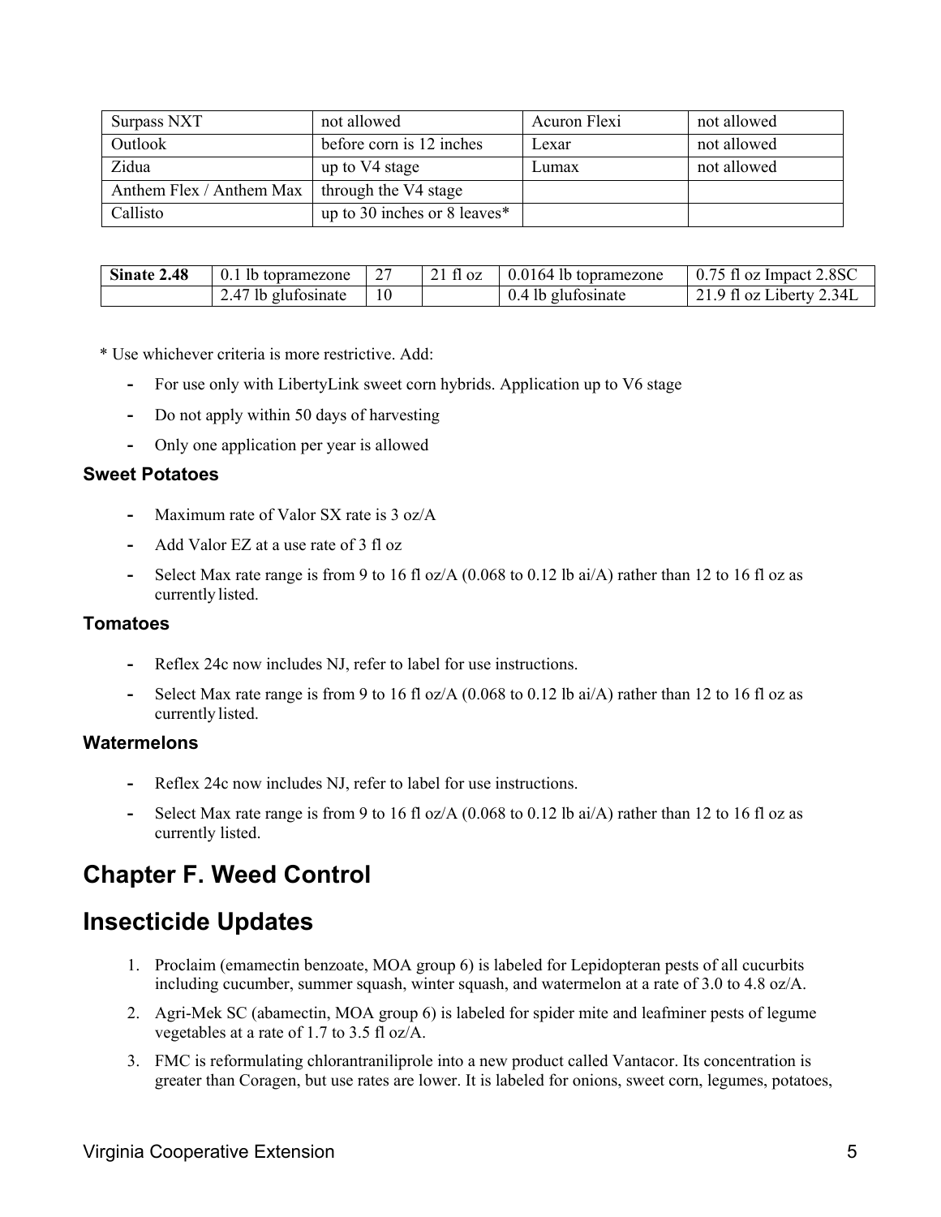| Surpass NXT | not allowed | Acuron Flexi | not allowed |
|---|---|---|---|
| Outlook | before corn is 12 inches | Lexar | not allowed |
| Zidua | up to V4 stage | Lumax | not allowed |
| Anthem Flex / Anthem Max | through the V4 stage | | |
| Callisto | up to 30 inches or 8 leaves* | | |

| **Sinate 2.48** | 0.1 lb topramezone | 27 | 21 fl oz | 0.0164 lb topramezone | 0.75 fl oz Impact 2.8SC |
|---|---|---|---|---|---|
| | 2.47 lb glufosinate | 10 | | 0.4 lb glufosinate | 21.9 fl oz Liberty 2.34L |

\* Use whichever criteria is more restrictive. Add:

- For use only with LibertyLink sweet corn hybrids. Application up to V6 stage
- Do not apply within 50 days of harvesting
- Only one application per year is allowed

### Sweet Potatoes

- Maximum rate of Valor SX rate is 3 oz/A
- Add Valor EZ at a use rate of 3 fl oz
- Select Max rate range is from 9 to 16 fl oz/A (0.068 to 0.12 lb ai/A) rather than 12 to 16 fl oz as currently listed.

### Tomatoes

- Reflex 24c now includes NJ, refer to label for use instructions.
- Select Max rate range is from 9 to 16 fl oz/A (0.068 to 0.12 lb ai/A) rather than 12 to 16 fl oz as currently listed.

### Watermelons

- Reflex 24c now includes NJ, refer to label for use instructions.
- Select Max rate range is from 9 to 16 fl oz/A (0.068 to 0.12 lb ai/A) rather than 12 to 16 fl oz as currently listed.

## Chapter F. Weed Control

## Insecticide Updates

1. Proclaim (emamectin benzoate, MOA group 6) is labeled for Lepidopteran pests of all cucurbits including cucumber, summer squash, winter squash, and watermelon at a rate of 3.0 to 4.8 oz/A.
2. Agri-Mek SC (abamectin, MOA group 6) is labeled for spider mite and leafminer pests of legume vegetables at a rate of 1.7 to 3.5 fl oz/A.
3. FMC is reformulating chlorantraniliprole into a new product called Vantacor. Its concentration is greater than Coragen, but use rates are lower. It is labeled for onions, sweet corn, legumes, potatoes,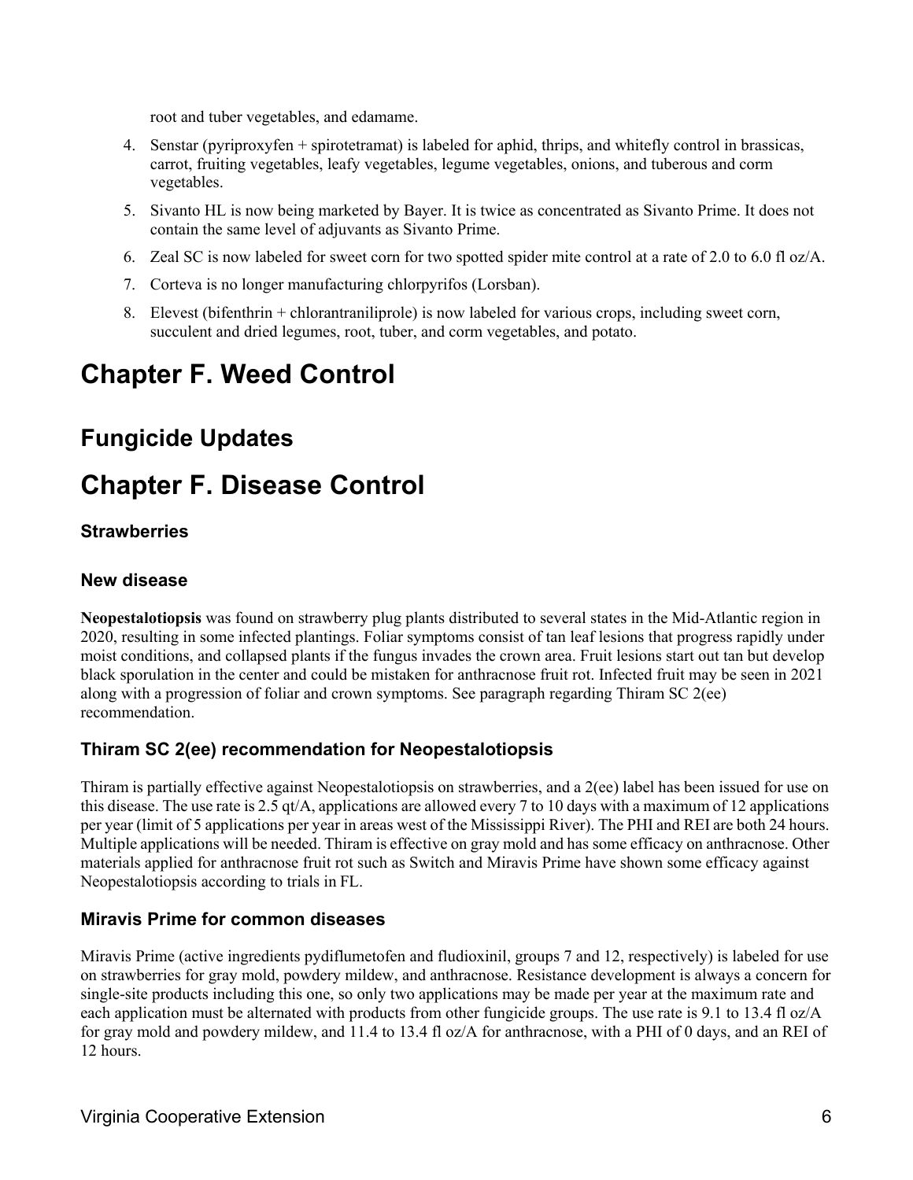root and tuber vegetables, and edamame.

4. Senstar (pyriproxyfen + spirotetramat) is labeled for aphid, thrips, and whitefly control in brassicas, carrot, fruiting vegetables, leafy vegetables, legume vegetables, onions, and tuberous and corm vegetables.
5. Sivanto HL is now being marketed by Bayer. It is twice as concentrated as Sivanto Prime. It does not contain the same level of adjuvants as Sivanto Prime.
6. Zeal SC is now labeled for sweet corn for two spotted spider mite control at a rate of 2.0 to 6.0 fl oz/A.
7. Corteva is no longer manufacturing chlorpyrifos (Lorsban).
8. Elevest (bifenthrin + chlorantraniliprole) is now labeled for various crops, including sweet corn, succulent and dried legumes, root, tuber, and corm vegetables, and potato.

# Chapter F. Weed Control

## Fungicide Updates

# Chapter F. Disease Control

### Strawberries

### New disease

**Neopestalotiopsis** was found on strawberry plug plants distributed to several states in the Mid-Atlantic region in 2020, resulting in some infected plantings. Foliar symptoms consist of tan leaf lesions that progress rapidly under moist conditions, and collapsed plants if the fungus invades the crown area. Fruit lesions start out tan but develop black sporulation in the center and could be mistaken for anthracnose fruit rot. Infected fruit may be seen in 2021 along with a progression of foliar and crown symptoms. See paragraph regarding Thiram SC 2(ee) recommendation.

### Thiram SC 2(ee) recommendation for Neopestalotiopsis

Thiram is partially effective against Neopestalotiopsis on strawberries, and a 2(ee) label has been issued for use on this disease. The use rate is 2.5 qt/A, applications are allowed every 7 to 10 days with a maximum of 12 applications per year (limit of 5 applications per year in areas west of the Mississippi River). The PHI and REI are both 24 hours. Multiple applications will be needed. Thiram is effective on gray mold and has some efficacy on anthracnose. Other materials applied for anthracnose fruit rot such as Switch and Miravis Prime have shown some efficacy against Neopestalotiopsis according to trials in FL.

### Miravis Prime for common diseases

Miravis Prime (active ingredients pydiflumetofen and fludioxinil, groups 7 and 12, respectively) is labeled for use on strawberries for gray mold, powdery mildew, and anthracnose. Resistance development is always a concern for single-site products including this one, so only two applications may be made per year at the maximum rate and each application must be alternated with products from other fungicide groups. The use rate is 9.1 to 13.4 fl oz/A for gray mold and powdery mildew, and 11.4 to 13.4 fl oz/A for anthracnose, with a PHI of 0 days, and an REI of 12 hours.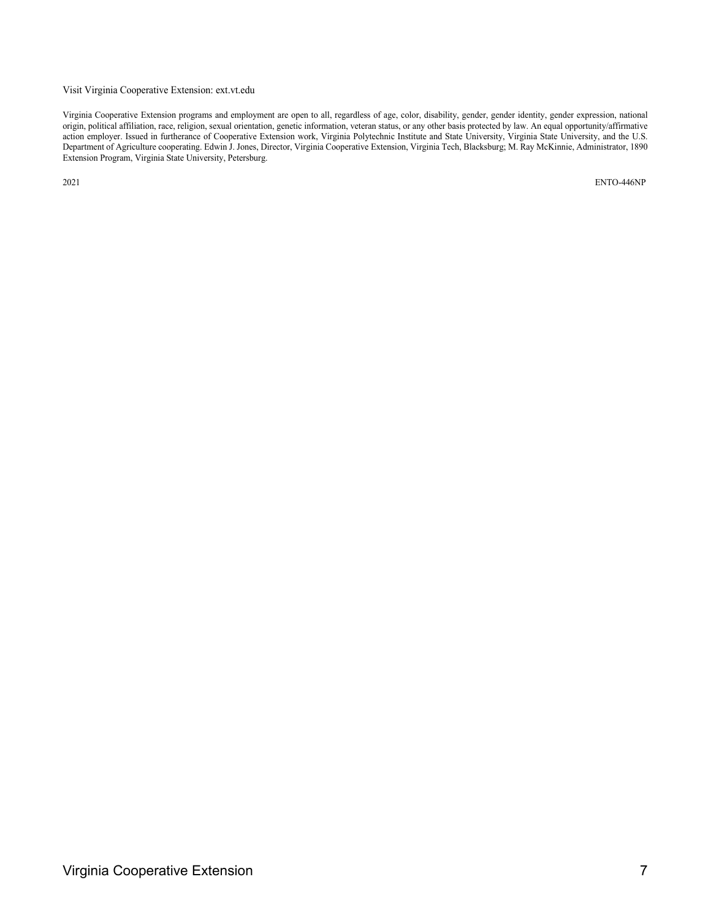Visit Virginia Cooperative Extension: ext.vt.edu

Virginia Cooperative Extension programs and employment are open to all, regardless of age, color, disability, gender, gender identity, gender expression, national origin, political affiliation, race, religion, sexual orientation, genetic information, veteran status, or any other basis protected by law. An equal opportunity/affirmative action employer. Issued in furtherance of Cooperative Extension work, Virginia Polytechnic Institute and State University, Virginia State University, and the U.S. Department of Agriculture cooperating. Edwin J. Jones, Director, Virginia Cooperative Extension, Virginia Tech, Blacksburg; M. Ray McKinnie, Administrator, 1890 Extension Program, Virginia State University, Petersburg.

2021 ENTO-446NP